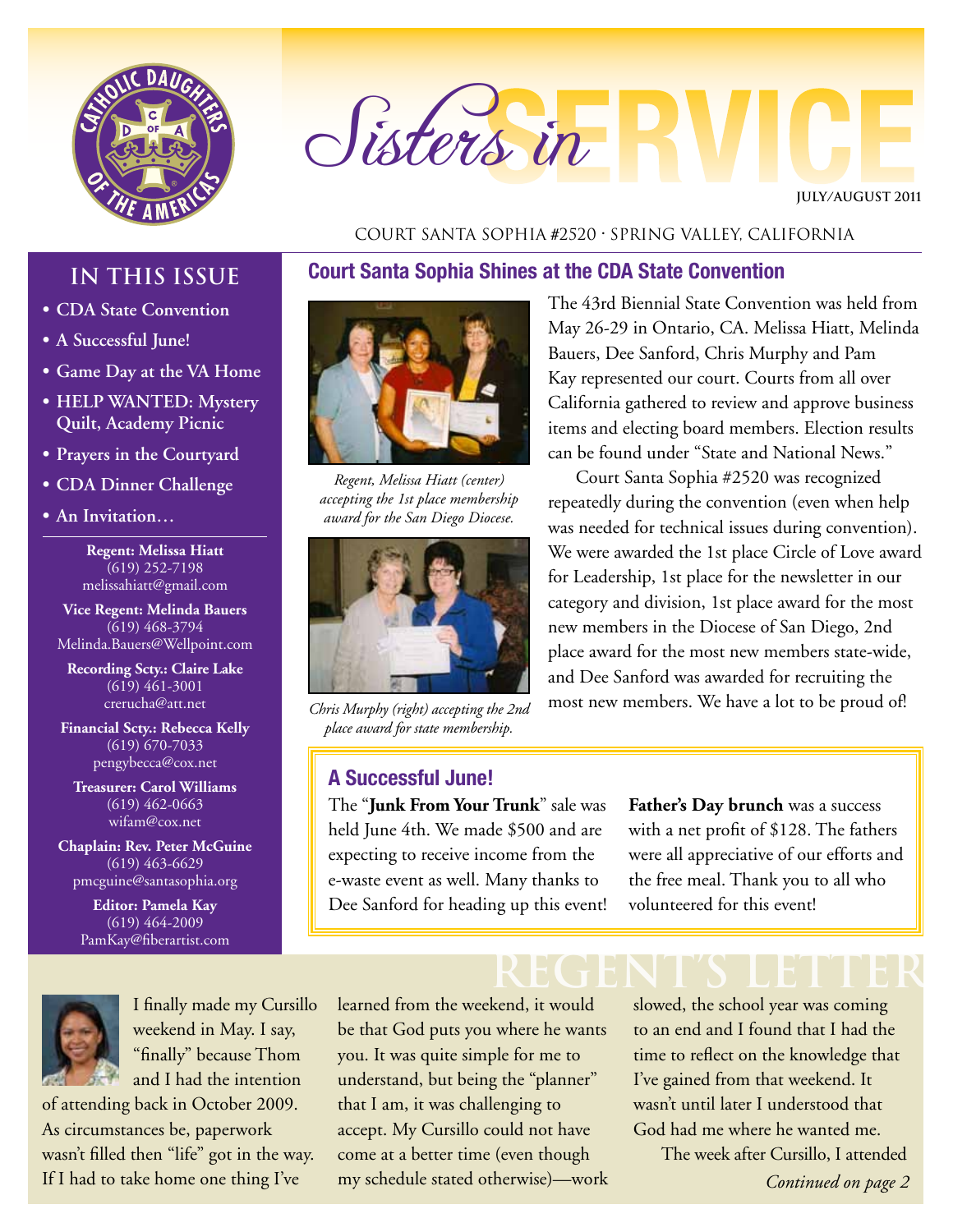# Sisters in SERVICE

JULY/AUGUST 2011

COURT SANTA SOPHIA #2520 · SPRING VALLEY, CALIFORNIA

## IN THIS ISSUE

- **CDA State Convention**
- **A Successful June!**
- **Game Day at the VA Home**
- **HELP WANTED: Mystery Quilt, Academy Picnic**
- **Prayers in the Courtyard**
- **CDA Dinner Challenge**
- **An Invitation…**

**Regent: Melissa Hiatt**
(619) 252-7198
melissahiatt@gmail.com

**Vice Regent: Melinda Bauers**
(619) 468-3794
Melinda.Bauers@Wellpoint.com

**Recording Scty.: Claire Lake**
(619) 461-3001
crerucha@att.net

**Financial Scty.: Rebecca Kelly**
(619) 670-7033
pengybecca@cox.net

**Treasurer: Carol Williams**
(619) 462-0663
wifam@cox.net

**Chaplain: Rev. Peter McGuine**
(619) 463-6629
pmcguine@santasophia.org

**Editor: Pamela Kay**
(619) 464-2009
PamKay@fiberartist.com

## Court Santa Sophia Shines at the CDA State Convention

*Regent, Melissa Hiatt (center) accepting the 1st place membership award for the San Diego Diocese.*

*Chris Murphy (right) accepting the 2nd place award for state membership.*

The 43rd Biennial State Convention was held from May 26-29 in Ontario, CA. Melissa Hiatt, Melinda Bauers, Dee Sanford, Chris Murphy and Pam Kay represented our court. Courts from all over California gathered to review and approve business items and electing board members. Election results can be found under "State and National News."

Court Santa Sophia #2520 was recognized repeatedly during the convention (even when help was needed for technical issues during convention). We were awarded the 1st place Circle of Love award for Leadership, 1st place for the newsletter in our category and division, 1st place award for the most new members in the Diocese of San Diego, 2nd place award for the most new members state-wide, and Dee Sanford was awarded for recruiting the most new members. We have a lot to be proud of!

## A Successful June!

The "**Junk From Your Trunk**" sale was held June 4th. We made $500 and are expecting to receive income from the e-waste event as well. Many thanks to Dee Sanford for heading up this event!

**Father's Day brunch** was a success with a net profit of $128. The fathers were all appreciative of our efforts and the free meal. Thank you to all who volunteered for this event!

## REGENT'S LETTER

I finally made my Cursillo weekend in May. I say, "finally" because Thom and I had the intention of attending back in October 2009. As circumstances be, paperwork wasn't filled then "life" got in the way. If I had to take home one thing I've learned from the weekend, it would be that God puts you where he wants you. It was quite simple for me to understand, but being the "planner" that I am, it was challenging to accept. My Cursillo could not have come at a better time (even though my schedule stated otherwise)—work slowed, the school year was coming to an end and I found that I had the time to reflect on the knowledge that I've gained from that weekend. It wasn't until later I understood that God had me where he wanted me.

The week after Cursillo, I attended

*Continued on page 2*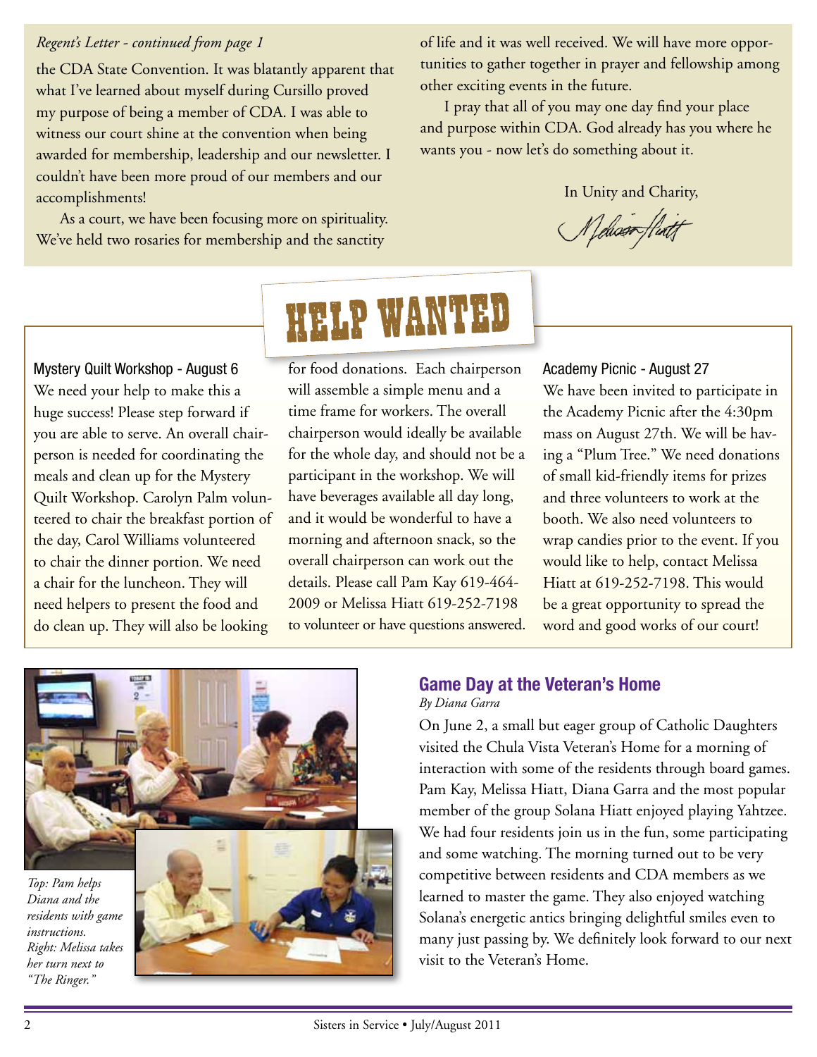*Regent's Letter - continued from page 1*

the CDA State Convention. It was blatantly apparent that what I've learned about myself during Cursillo proved my purpose of being a member of CDA. I was able to witness our court shine at the convention when being awarded for membership, leadership and our newsletter. I couldn't have been more proud of our members and our accomplishments!

As a court, we have been focusing more on spirituality. We've held two rosaries for membership and the sanctity of life and it was well received. We will have more opportunities to gather together in prayer and fellowship among other exciting events in the future.

I pray that all of you may one day find your place and purpose within CDA. God already has you where he wants you - now let's do something about it.

In Unity and Charity,

Melissa Hiatt

# HELP WANTED

### Mystery Quilt Workshop - August 6

We need your help to make this a huge success! Please step forward if you are able to serve. An overall chairperson is needed for coordinating the meals and clean up for the Mystery Quilt Workshop. Carolyn Palm volunteered to chair the breakfast portion of the day, Carol Williams volunteered to chair the dinner portion. We need a chair for the luncheon. They will need helpers to present the food and do clean up. They will also be looking for food donations. Each chairperson will assemble a simple menu and a time frame for workers. The overall chairperson would ideally be available for the whole day, and should not be a participant in the workshop. We will have beverages available all day long, and it would be wonderful to have a morning and afternoon snack, so the overall chairperson can work out the details. Please call Pam Kay 619-464-2009 or Melissa Hiatt 619-252-7198 to volunteer or have questions answered.

### Academy Picnic - August 27

We have been invited to participate in the Academy Picnic after the 4:30pm mass on August 27th. We will be having a "Plum Tree." We need donations of small kid-friendly items for prizes and three volunteers to work at the booth. We also need volunteers to wrap candies prior to the event. If you would like to help, contact Melissa Hiatt at 619-252-7198. This would be a great opportunity to spread the word and good works of our court!

*Top: Pam helps Diana and the residents with game instructions. Right: Melissa takes her turn next to "The Ringer."*

## Game Day at the Veteran's Home

*By Diana Garra*

On June 2, a small but eager group of Catholic Daughters visited the Chula Vista Veteran's Home for a morning of interaction with some of the residents through board games. Pam Kay, Melissa Hiatt, Diana Garra and the most popular member of the group Solana Hiatt enjoyed playing Yahtzee. We had four residents join us in the fun, some participating and some watching. The morning turned out to be very competitive between residents and CDA members as we learned to master the game. They also enjoyed watching Solana's energetic antics bringing delightful smiles even to many just passing by. We definitely look forward to our next visit to the Veteran's Home.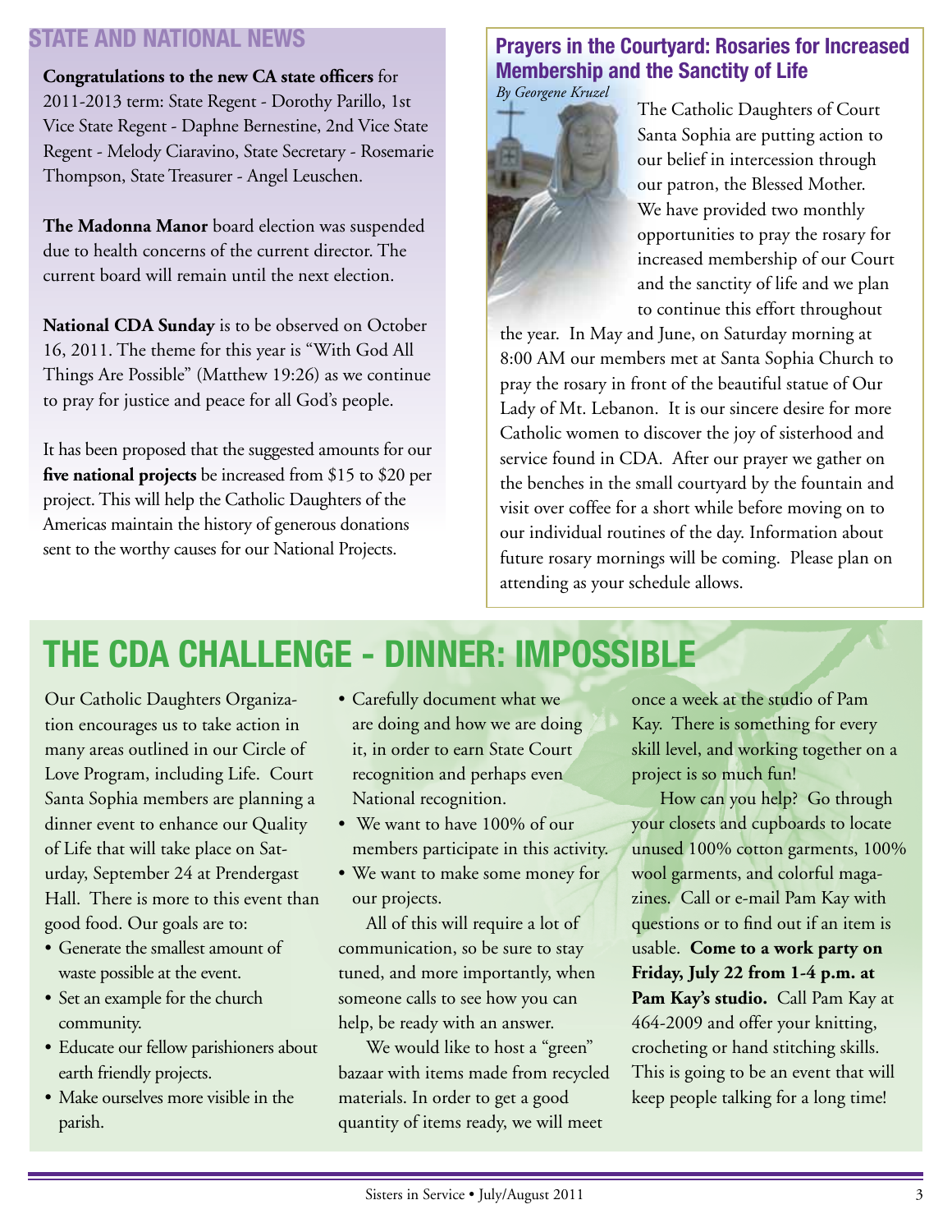## STATE AND NATIONAL NEWS

**Congratulations to the new CA state officers** for 2011-2013 term: State Regent - Dorothy Parillo, 1st Vice State Regent - Daphne Bernestine, 2nd Vice State Regent - Melody Ciaravino, State Secretary - Rosemarie Thompson, State Treasurer - Angel Leuschen.

**The Madonna Manor** board election was suspended due to health concerns of the current director. The current board will remain until the next election.

**National CDA Sunday** is to be observed on October 16, 2011. The theme for this year is "With God All Things Are Possible" (Matthew 19:26) as we continue to pray for justice and peace for all God's people.

It has been proposed that the suggested amounts for our **five national projects** be increased from $15 to $20 per project. This will help the Catholic Daughters of the Americas maintain the history of generous donations sent to the worthy causes for our National Projects.

## Prayers in the Courtyard: Rosaries for Increased Membership and the Sanctity of Life

*By Georgene Kruzel*

The Catholic Daughters of Court Santa Sophia are putting action to our belief in intercession through our patron, the Blessed Mother. We have provided two monthly opportunities to pray the rosary for increased membership of our Court and the sanctity of life and we plan to continue this effort throughout the year. In May and June, on Saturday morning at 8:00 AM our members met at Santa Sophia Church to pray the rosary in front of the beautiful statue of Our Lady of Mt. Lebanon. It is our sincere desire for more Catholic women to discover the joy of sisterhood and service found in CDA. After our prayer we gather on the benches in the small courtyard by the fountain and visit over coffee for a short while before moving on to our individual routines of the day. Information about future rosary mornings will be coming. Please plan on attending as your schedule allows.

# THE CDA CHALLENGE - DINNER: IMPOSSIBLE

Our Catholic Daughters Organization encourages us to take action in many areas outlined in our Circle of Love Program, including Life. Court Santa Sophia members are planning a dinner event to enhance our Quality of Life that will take place on Saturday, September 24 at Prendergast Hall. There is more to this event than good food. Our goals are to:

- Generate the smallest amount of waste possible at the event.
- Set an example for the church community.
- Educate our fellow parishioners about earth friendly projects.
- Make ourselves more visible in the parish.
- Carefully document what we are doing and how we are doing it, in order to earn State Court recognition and perhaps even National recognition.
- We want to have 100% of our members participate in this activity.
- We want to make some money for our projects.

All of this will require a lot of communication, so be sure to stay tuned, and more importantly, when someone calls to see how you can help, be ready with an answer.

We would like to host a "green" bazaar with items made from recycled materials. In order to get a good quantity of items ready, we will meet once a week at the studio of Pam Kay. There is something for every skill level, and working together on a project is so much fun!

How can you help? Go through your closets and cupboards to locate unused 100% cotton garments, 100% wool garments, and colorful magazines. Call or e-mail Pam Kay with questions or to find out if an item is usable. **Come to a work party on Friday, July 22 from 1-4 p.m. at Pam Kay's studio.** Call Pam Kay at 464-2009 and offer your knitting, crocheting or hand stitching skills. This is going to be an event that will keep people talking for a long time!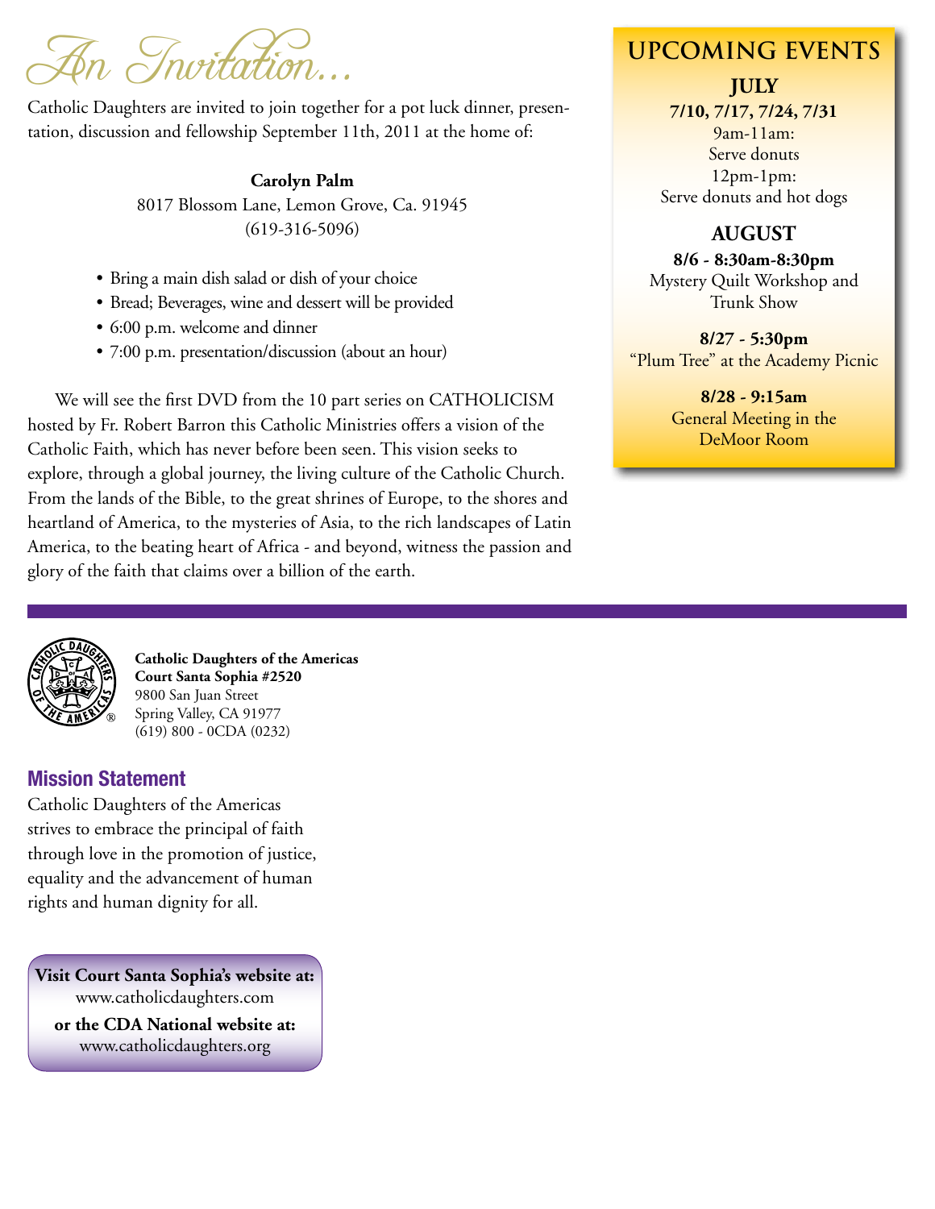# An Invitation...

Catholic Daughters are invited to join together for a pot luck dinner, presentation, discussion and fellowship September 11th, 2011 at the home of:

**Carolyn Palm**
8017 Blossom Lane, Lemon Grove, Ca. 91945
(619-316-5096)

- Bring a main dish salad or dish of your choice
- Bread; Beverages, wine and dessert will be provided
- 6:00 p.m. welcome and dinner
- 7:00 p.m. presentation/discussion (about an hour)

We will see the first DVD from the 10 part series on CATHOLICISM hosted by Fr. Robert Barron this Catholic Ministries offers a vision of the Catholic Faith, which has never before been seen. This vision seeks to explore, through a global journey, the living culture of the Catholic Church. From the lands of the Bible, to the great shrines of Europe, to the shores and heartland of America, to the mysteries of Asia, to the rich landscapes of Latin America, to the beating heart of Africa - and beyond, witness the passion and glory of the faith that claims over a billion of the earth.

## UPCOMING EVENTS

### JULY

**7/10, 7/17, 7/24, 7/31**
9am-11am:
Serve donuts
12pm-1pm:
Serve donuts and hot dogs

### AUGUST

**8/6 - 8:30am-8:30pm**
Mystery Quilt Workshop and Trunk Show

**8/27 - 5:30pm**
"Plum Tree" at the Academy Picnic

**8/28 - 9:15am**
General Meeting in the DeMoor Room

**Catholic Daughters of the Americas**
**Court Santa Sophia #2520**
9800 San Juan Street
Spring Valley, CA 91977
(619) 800 - 0CDA (0232)

## Mission Statement

Catholic Daughters of the Americas strives to embrace the principal of faith through love in the promotion of justice, equality and the advancement of human rights and human dignity for all.

**Visit Court Santa Sophia's website at:**
www.catholicdaughters.com
**or the CDA National website at:**
www.catholicdaughters.org